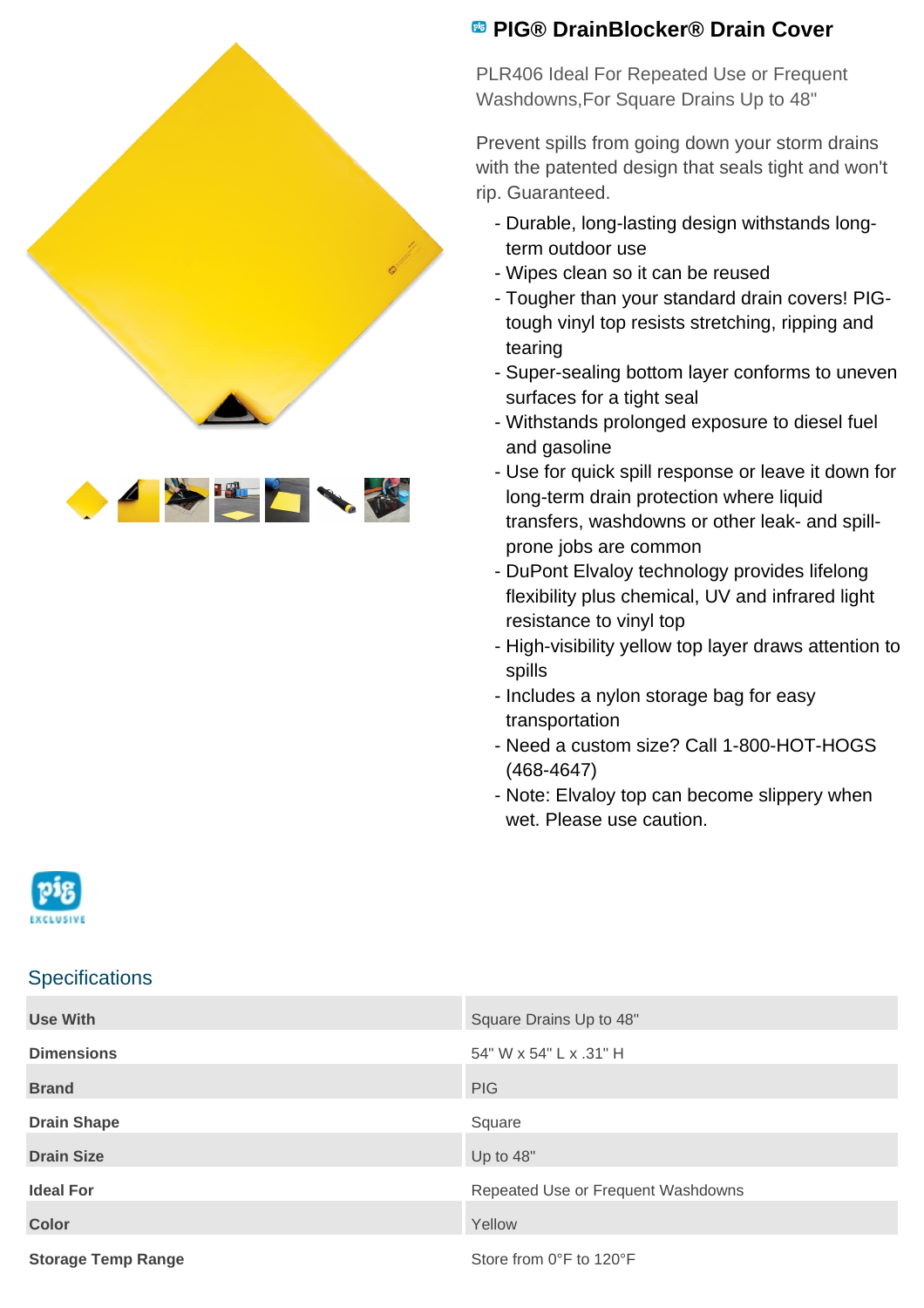# PIG® DrainBlocker® Drain Cover

PLR406 Ideal For Repeated Use or Frequent Washdowns,For Square Drains Up to 48"

Prevent spills from going down your storm drains with the patented design that seals tight and won't rip. Guaranteed.

- Durable, long-lasting design withstands long-term outdoor use
- Wipes clean so it can be reused
- Tougher than your standard drain covers! PIG-tough vinyl top resists stretching, ripping and tearing
- Super-sealing bottom layer conforms to uneven surfaces for a tight seal
- Withstands prolonged exposure to diesel fuel and gasoline
- Use for quick spill response or leave it down for long-term drain protection where liquid transfers, washdowns or other leak- and spill-prone jobs are common
- DuPont Elvaloy technology provides lifelong flexibility plus chemical, UV and infrared light resistance to vinyl top
- High-visibility yellow top layer draws attention to spills
- Includes a nylon storage bag for easy transportation
- Need a custom size? Call 1-800-HOT-HOGS (468-4647)
- Note: Elvaloy top can become slippery when wet. Please use caution.

## Specifications

| | |
|---|---|
| **Use With** | Square Drains Up to 48" |
| **Dimensions** | 54" W x 54" L x .31" H |
| **Brand** | PIG |
| **Drain Shape** | Square |
| **Drain Size** | Up to 48" |
| **Ideal For** | Repeated Use or Frequent Washdowns |
| **Color** | Yellow |
| **Storage Temp Range** | Store from 0°F to 120°F |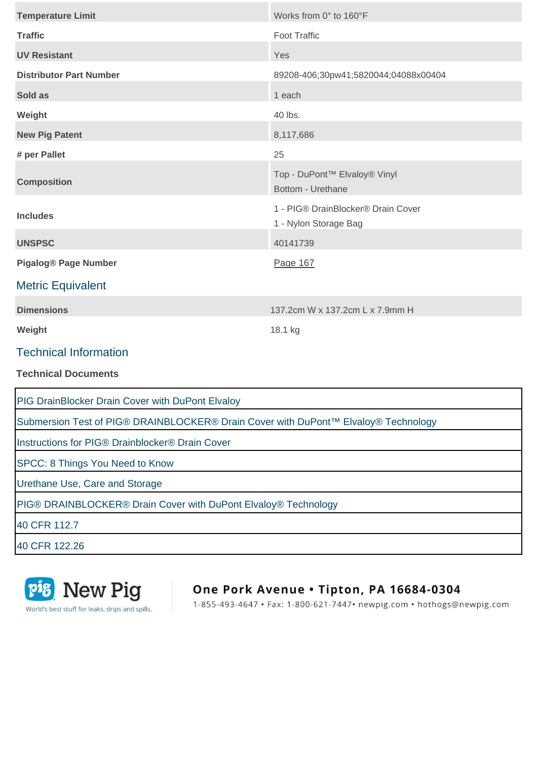| | |
|---|---|
| **Temperature Limit** | Works from 0° to 160°F |
| **Traffic** | Foot Traffic |
| **UV Resistant** | Yes |
| **Distributor Part Number** | 89208-406;30pw41;5820044;04088x00404 |
| **Sold as** | 1 each |
| **Weight** | 40 lbs. |
| **New Pig Patent** | 8,117,686 |
| **# per Pallet** | 25 |
| **Composition** | Top - DuPont™ Elvaloy® Vinyl<br>Bottom - Urethane |
| **Includes** | 1 - PIG® DrainBlocker® Drain Cover<br>1 - Nylon Storage Bag |
| **UNSPSC** | 40141739 |
| **Pigalog® Page Number** | Page 167 |

## Metric Equivalent

| | |
|---|---|
| **Dimensions** | 137.2cm W x 137.2cm L x 7.9mm H |
| **Weight** | 18.1 kg |

## Technical Information

### Technical Documents

| |
|---|
| PIG DrainBlocker Drain Cover with DuPont Elvaloy |
| Submersion Test of PIG® DRAINBLOCKER® Drain Cover with DuPont™ Elvaloy® Technology |
| Instructions for PIG® Drainblocker® Drain Cover |
| SPCC: 8 Things You Need to Know |
| Urethane Use, Care and Storage |
| PIG® DRAINBLOCKER® Drain Cover with DuPont Elvaloy® Technology |
| 40 CFR 112.7 |
| 40 CFR 122.26 |

New Pig
World's best stuff for leaks, drips and spills.

**One Pork Avenue • Tipton, PA 16684-0304**
1-855-493-4647 • Fax: 1-800-621-7447• newpig.com • hothogs@newpig.com